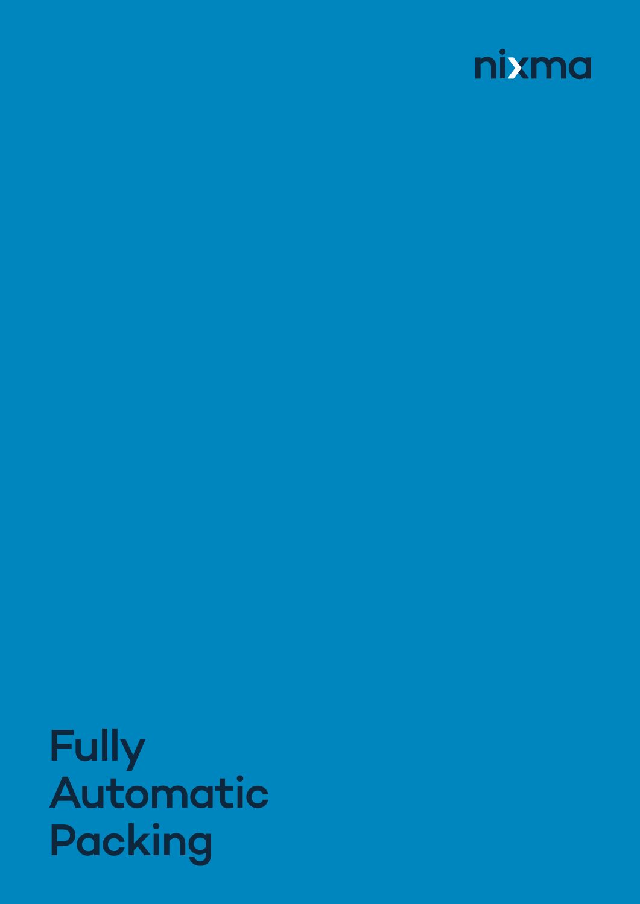nixma

# Fully Automatic Packing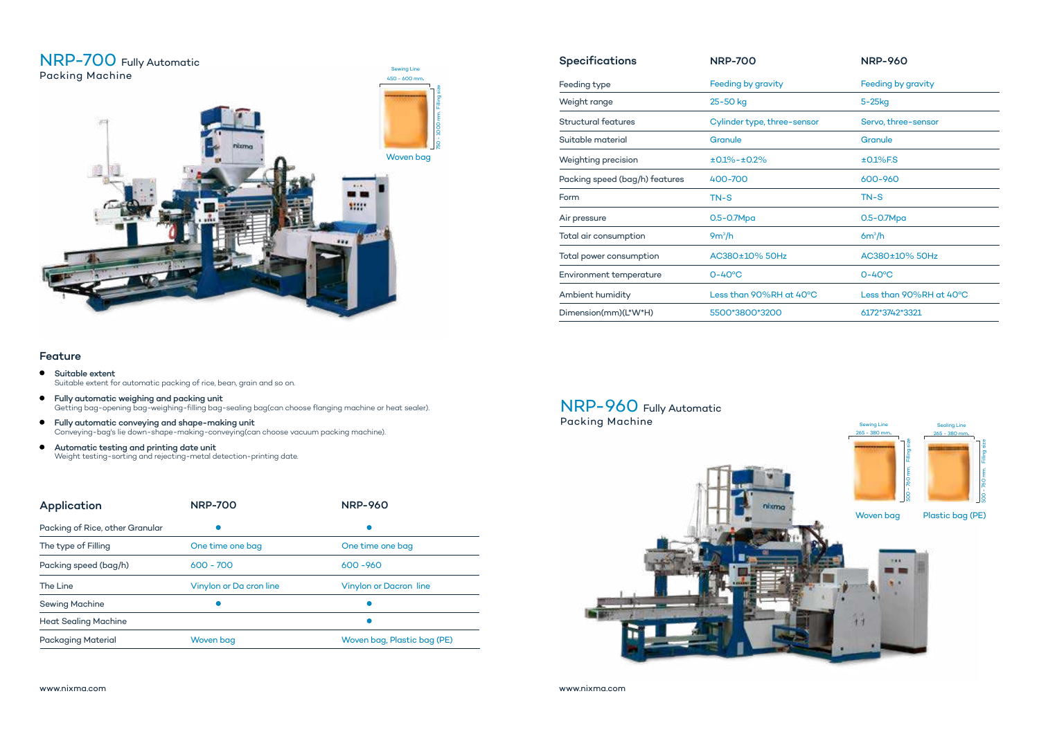# NRP-700 Fully Automatic Packing Machine

Sewing Line
450 - 600 mm.
750 - 1000 mm. Filling size
Woven bag

## Feature

- **Suitable extent**
  Suitable extent for automatic packing of rice, bean, grain and so on.
- **Fully automatic weighing and packing unit**
  Getting bag-opening bag-weighing-filling bag-sealing bag(can choose flanging machine or heat sealer).
- **Fully automatic conveying and shape-making unit**
  Conveying-bag's lie down-shape-making-conveying(can choose vacuum packing machine).
- **Automatic testing and printing date unit**
  Weight testing-sorting and rejecting-metal detection-printing date.

| Application | NRP-700 | NRP-960 |
|---|---|---|
| Packing of Rice, other Granular | ● | ● |
| The type of Filling | One time one bag | One time one bag |
| Packing speed (bag/h) | 600 - 700 | 600 -960 |
| The Line | Vinylon or Da cron line | Vinylon or Dacron line |
| Sewing Machine | ● | ● |
| Heat Sealing Machine | | ● |
| Packaging Material | Woven bag | Woven bag, Plastic bag (PE) |

www.nixma.com

| Specifications | NRP-700 | NRP-960 |
|---|---|---|
| Feeding type | Feeding by gravity | Feeding by gravity |
| Weight range | 25-50 kg | 5-25kg |
| Structural features | Cylinder type, three-sensor | Servo, three-sensor |
| Suitable material | Granule | Granule |
| Weighting precision | ±0.1%-±0.2% | ±0.1%F.S |
| Packing speed (bag/h) features | 400-700 | 600-960 |
| Form | TN-S | TN-S |
| Air pressure | 0.5-0.7Mpa | 0.5-0.7Mpa |
| Total air consumption | 9m³/h | 6m³/h |
| Total power consumption | AC380±10% 50Hz | AC380±10% 50Hz |
| Environment temperature | 0-40°C | 0-40°C |
| Ambient humidity | Less than 90%RH at 40°C | Less than 90%RH at 40°C |
| Dimension(mm)(L*W*H) | 5500*3800*3200 | 6172*3742*3321 |

# NRP-960 Fully Automatic Packing Machine

Sewing Line
265 - 380 mm.
500 - 760 mm. Filling size
Woven bag

Sealing Line
265 - 380 mm.
500 - 760 mm. Filling size
Plastic bag (PE)

www.nixma.com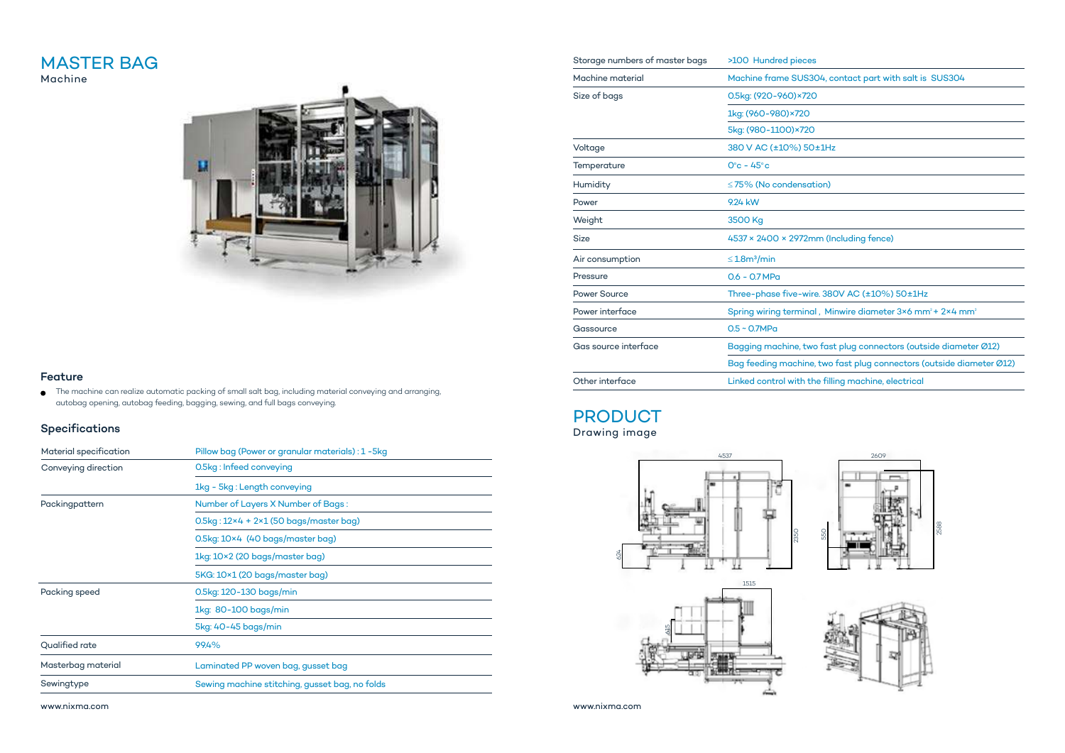# MASTER BAG

Machine

### Feature

- The machine can realize automatic packing of small salt bag, including material conveying and arranging, autobag opening, autobag feeding, bagging, sewing, and full bags conveying.

### Specifications

| | |
|---|---|
| Material specification | Pillow bag (Power or granular materials) : 1 -5kg |
| Conveying direction | 0.5kg : Infeed conveying |
| | 1kg - 5kg : Length conveying |
| Packingpattern | Number of Layers X Number of Bags : |
| | 0.5kg : 12×4 + 2×1 (50 bags/master bag) |
| | 0.5kg: 10×4 (40 bags/master bag) |
| | 1kg: 10×2 (20 bags/master bag) |
| | 5KG: 10×1 (20 bags/master bag) |
| Packing speed | 0.5kg: 120-130 bags/min |
| | 1kg: 80-100 bags/min |
| | 5kg: 40-45 bags/min |
| Qualified rate | 99.4% |
| Masterbag material | Laminated PP woven bag, gusset bag |
| Sewingtype | Sewing machine stitching, gusset bag, no folds |

www.nixma.com

| | |
|---|---|
| Storage numbers of master bags | >100 Hundred pieces |
| Machine material | Machine frame SUS304, contact part with salt is SUS304 |
| Size of bags | 0.5kg: (920-960)×720 |
| | 1kg: (960-980)×720 |
| | 5kg: (980-1100)×720 |
| Voltage | 380 V AC (±10%) 50±1Hz |
| Temperature | 0°c - 45°c |
| Humidity | ≤75% (No condensation) |
| Power | 9.24 kW |
| Weight | 3500 Kg |
| Size | 4537 × 2400 × 2972mm (Including fence) |
| Air consumption | ≤1.8m³/min |
| Pressure | 0.6 - 0.7 MPa |
| Power Source | Three-phase five-wire. 380V AC (±10%) 50±1Hz |
| Power interface | Spring wiring terminal , Minwire diameter 3×6 mm² + 2×4 mm² |
| Gassource | 0.5 - 0.7MPa |
| Gas source interface | Bagging machine, two fast plug connectors (outside diameter Ø12) |
| | Bag feeding machine, two fast plug connectors (outside diameter Ø12) |
| Other interface | Linked control with the filling machine, electrical |

# PRODUCT

Drawing image

4537 2609 2350 550 2588 674 1515 615

www.nixma.com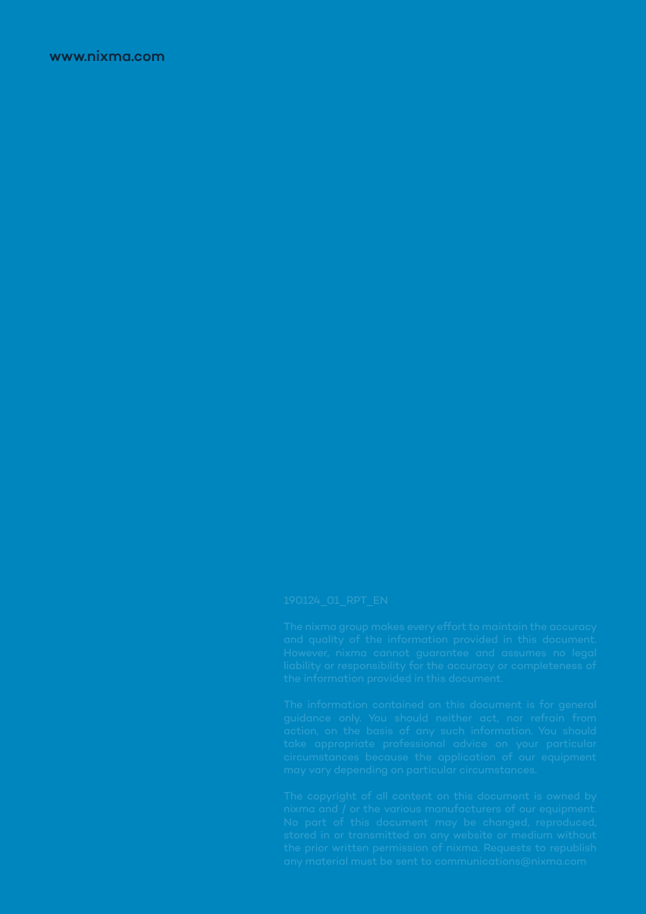www.nixma.com

190124_01_RPT_EN

The nixma group makes every effort to maintain the accuracy and quality of the information provided in this document. However, nixma cannot guarantee and assumes no legal liability or responsibility for the accuracy or completeness of the information provided in this document.

The information contained on this document is for general guidance only. You should neither act, nor refrain from action, on the basis of any such information. You should take appropriate professional advice on your particular circumstances because the application of our equipment may vary depending on particular circumstances.

The copyright of all content on this document is owned by nixma and / or the various manufacturers of our equipment. No part of this document may be changed, reproduced, stored in or transmitted on any website or medium without the prior written permission of nixma. Requests to republish any material must be sent to communications@nixma.com